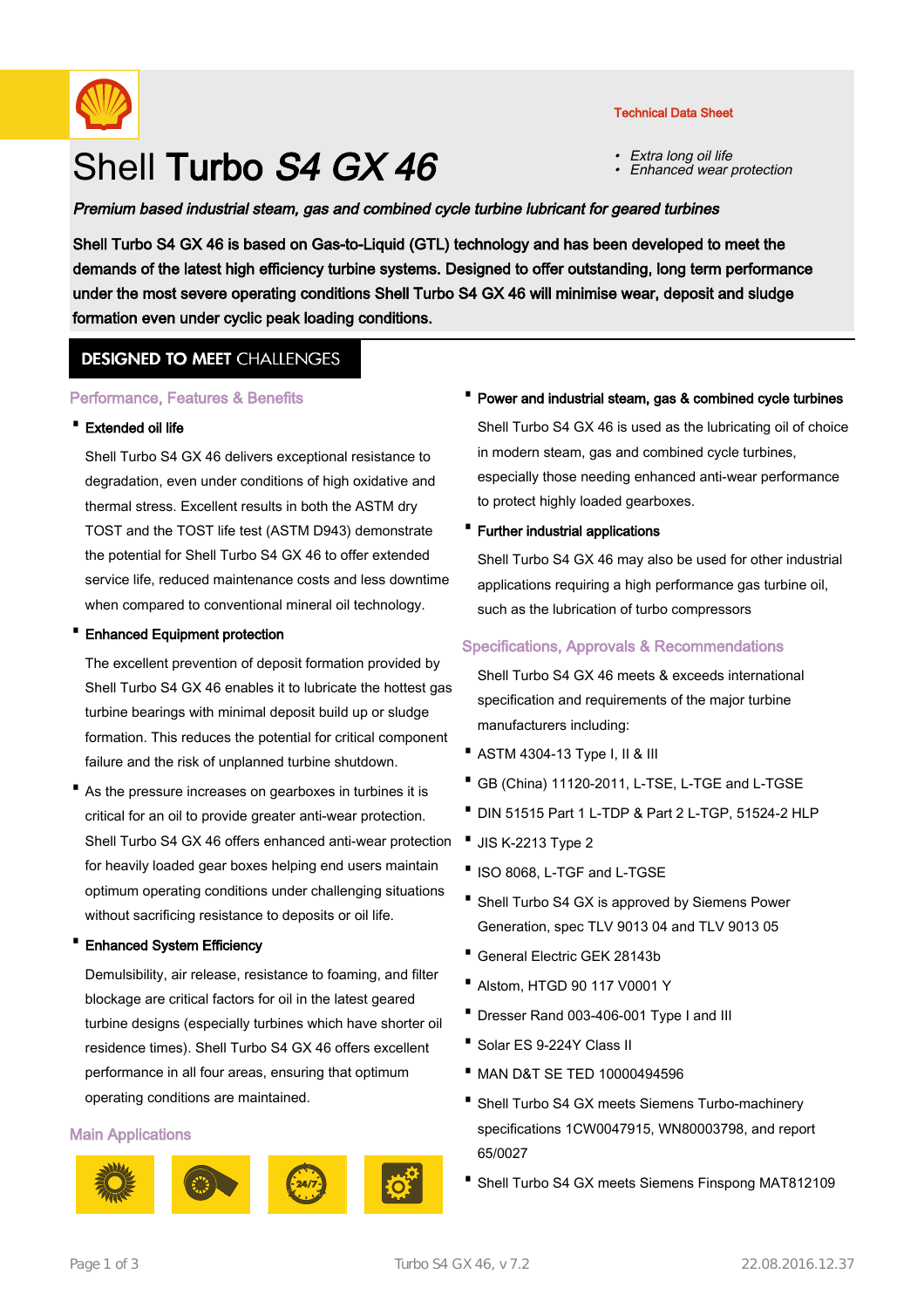Technical Data Sheet

# Shell Turbo *S4 GX 46*

- *Extra long oil life*
- *Enhanced wear protection*

***Premium based industrial steam, gas and combined cycle turbine lubricant for geared turbines***

**Shell Turbo S4 GX 46 is based on Gas-to-Liquid (GTL) technology and has been developed to meet the demands of the latest high efficiency turbine systems. Designed to offer outstanding, long term performance under the most severe operating conditions Shell Turbo S4 GX 46 will minimise wear, deposit and sludge formation even under cyclic peak loading conditions.**

## DESIGNED TO MEET CHALLENGES

### Performance, Features & Benefits

- **Extended oil life**

  Shell Turbo S4 GX 46 delivers exceptional resistance to degradation, even under conditions of high oxidative and thermal stress. Excellent results in both the ASTM dry TOST and the TOST life test (ASTM D943) demonstrate the potential for Shell Turbo S4 GX 46 to offer extended service life, reduced maintenance costs and less downtime when compared to conventional mineral oil technology.

- **Enhanced Equipment protection**

  The excellent prevention of deposit formation provided by Shell Turbo S4 GX 46 enables it to lubricate the hottest gas turbine bearings with minimal deposit build up or sludge formation. This reduces the potential for critical component failure and the risk of unplanned turbine shutdown.

- As the pressure increases on gearboxes in turbines it is critical for an oil to provide greater anti-wear protection. Shell Turbo S4 GX 46 offers enhanced anti-wear protection for heavily loaded gear boxes helping end users maintain optimum operating conditions under challenging situations without sacrificing resistance to deposits or oil life.

- **Enhanced System Efficiency**

  Demulsibility, air release, resistance to foaming, and filter blockage are critical factors for oil in the latest geared turbine designs (especially turbines which have shorter oil residence times). Shell Turbo S4 GX 46 offers excellent performance in all four areas, ensuring that optimum operating conditions are maintained.

### Main Applications

- **Power and industrial steam, gas & combined cycle turbines**

  Shell Turbo S4 GX 46 is used as the lubricating oil of choice in modern steam, gas and combined cycle turbines, especially those needing enhanced anti-wear performance to protect highly loaded gearboxes.

- **Further industrial applications**

  Shell Turbo S4 GX 46 may also be used for other industrial applications requiring a high performance gas turbine oil, such as the lubrication of turbo compressors

### Specifications, Approvals & Recommendations

Shell Turbo S4 GX 46 meets & exceeds international specification and requirements of the major turbine manufacturers including:

- ASTM 4304-13 Type I, II & III
- GB (China) 11120-2011, L-TSE, L-TGE and L-TGSE
- DIN 51515 Part 1 L-TDP & Part 2 L-TGP, 51524-2 HLP
- JIS K-2213 Type 2
- ISO 8068, L-TGF and L-TGSE
- Shell Turbo S4 GX is approved by Siemens Power Generation, spec TLV 9013 04 and TLV 9013 05
- General Electric GEK 28143b
- Alstom, HTGD 90 117 V0001 Y
- Dresser Rand 003-406-001 Type I and III
- Solar ES 9-224Y Class II
- MAN D&T SE TED 10000494596
- Shell Turbo S4 GX meets Siemens Turbo-machinery specifications 1CW0047915, WN80003798, and report 65/0027
- Shell Turbo S4 GX meets Siemens Finspong MAT812109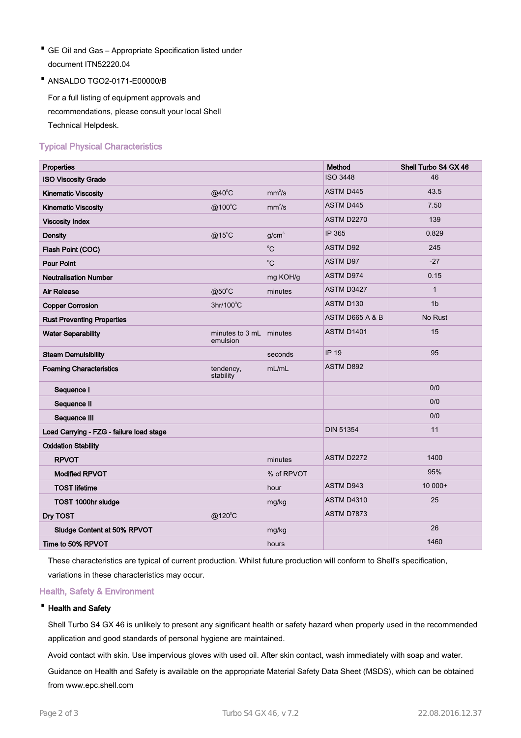- GE Oil and Gas – Appropriate Specification listed under document ITN52220.04
- ANSALDO TGO2-0171-E00000/B

For a full listing of equipment approvals and recommendations, please consult your local Shell Technical Helpdesk.

## Typical Physical Characteristics

| Properties | | | Method | Shell Turbo S4 GX 46 |
|---|---|---|---|---|
| **ISO Viscosity Grade** | | | ISO 3448 | 46 |
| **Kinematic Viscosity** | @40°C | mm²/s | ASTM D445 | 43.5 |
| **Kinematic Viscosity** | @100°C | mm²/s | ASTM D445 | 7.50 |
| **Viscosity Index** | | | ASTM D2270 | 139 |
| **Density** | @15°C | g/cm³ | IP 365 | 0.829 |
| **Flash Point (COC)** | | °C | ASTM D92 | 245 |
| **Pour Point** | | °C | ASTM D97 | -27 |
| **Neutralisation Number** | | mg KOH/g | ASTM D974 | 0.15 |
| **Air Release** | @50°C | minutes | ASTM D3427 | 1 |
| **Copper Corrosion** | 3hr/100°C | | ASTM D130 | 1b |
| **Rust Preventing Properties** | | | ASTM D665 A & B | No Rust |
| **Water Separability** | minutes to 3 mL emulsion | minutes | ASTM D1401 | 15 |
| **Steam Demulsibility** | | seconds | IP 19 | 95 |
| **Foaming Characteristics** | tendency, stability | mL/mL | ASTM D892 | |
| **Sequence I** | | | | 0/0 |
| **Sequence II** | | | | 0/0 |
| **Sequence III** | | | | 0/0 |
| **Load Carrying - FZG - failure load stage** | | | DIN 51354 | 11 |
| **Oxidation Stability** | | | | |
| **RPVOT** | | minutes | ASTM D2272 | 1400 |
| **Modified RPVOT** | | % of RPVOT | | 95% |
| **TOST lifetime** | | hour | ASTM D943 | 10 000+ |
| **TOST 1000hr sludge** | | mg/kg | ASTM D4310 | 25 |
| **Dry TOST** | @120°C | | ASTM D7873 | |
| **Sludge Content at 50% RPVOT** | | mg/kg | | 26 |
| **Time to 50% RPVOT** | | hours | | 1460 |

These characteristics are typical of current production. Whilst future production will conform to Shell's specification, variations in these characteristics may occur.

## Health, Safety & Environment

- **Health and Safety**

Shell Turbo S4 GX 46 is unlikely to present any significant health or safety hazard when properly used in the recommended application and good standards of personal hygiene are maintained.

Avoid contact with skin. Use impervious gloves with used oil. After skin contact, wash immediately with soap and water.

Guidance on Health and Safety is available on the appropriate Material Safety Data Sheet (MSDS), which can be obtained from www.epc.shell.com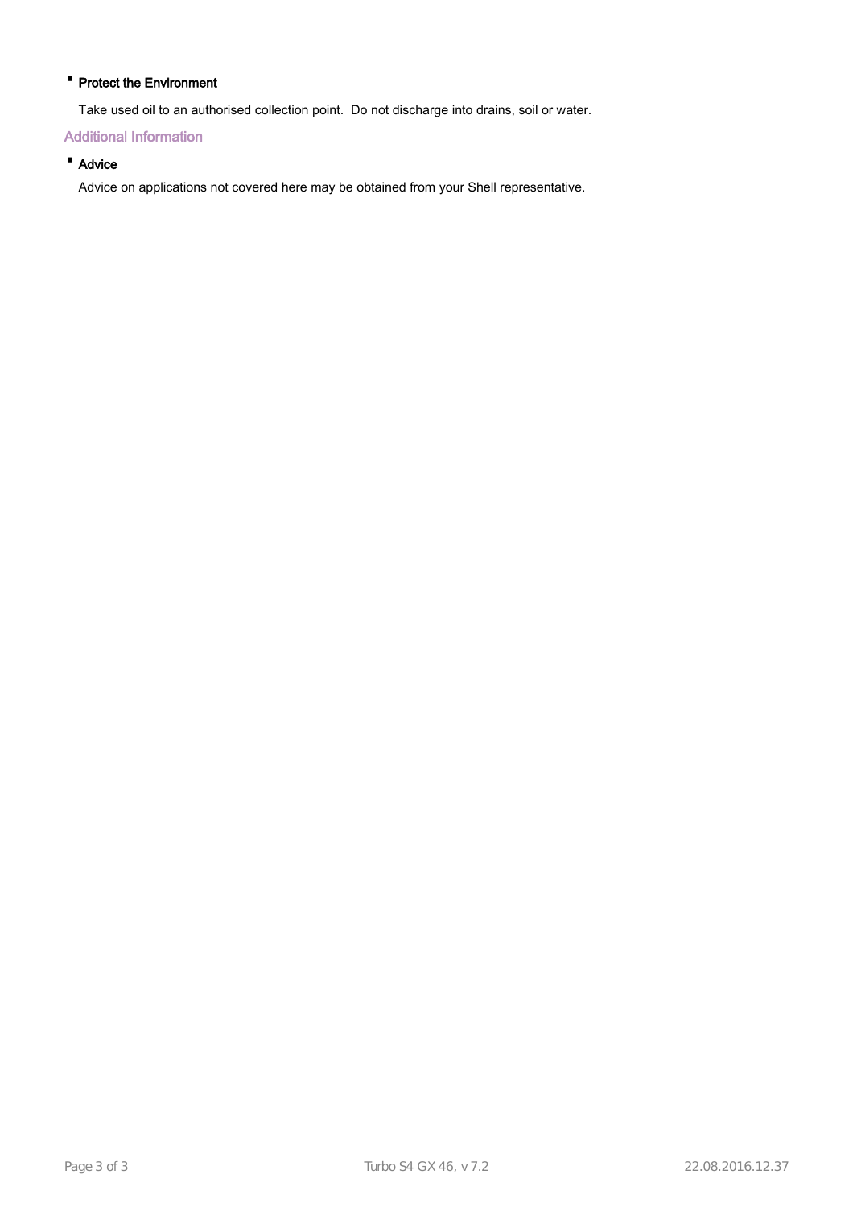- **Protect the Environment**

  Take used oil to an authorised collection point. Do not discharge into drains, soil or water.

## Additional Information

- **Advice**

  Advice on applications not covered here may be obtained from your Shell representative.